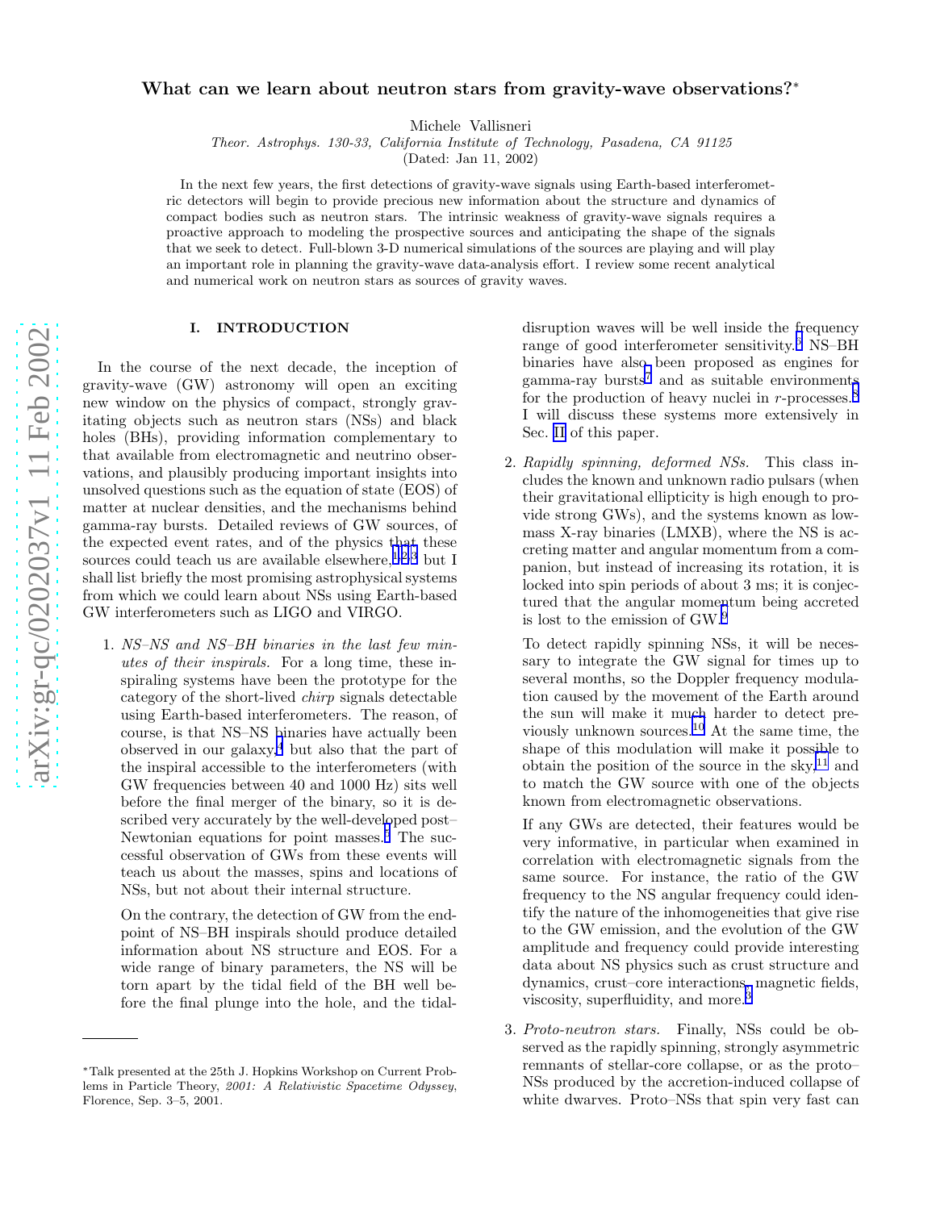# What can we learn about neutron stars from gravity-wave observations?*

Michele Vallisneri

*Theor. Astrophys. 130-33, California Institute of Technology, Pasadena, CA 91125*

(Dated: Jan 11, 2002)

In the next few years, the first detections of gravity-wave signals using Earth-based interferometric detectors will begin to provide precious new information about the structure and dynamics of compact bodies such as neutron stars. The intrinsic weakness of gravity-wave signals requires a proactive approach to modeling the prospective sources and anticipating the shape of the signals that we seek to detect. Full-blown 3-D numerical simulations of the sources are playing and will play an important role in planning the gravity-wave data-analysis effort. I review some recent analytical and numerical work on neutron stars as sources of gravity waves.

## I. INTRODUCTION

In the course of the next decade, the inception of gravity-wave (GW) astronomy will open an exciting new window on the physics of compact, strongly gravitating objects such as neutron stars (NSs) and black holes (BHs), providing information complementary to that available from electromagnetic and neutrino observations, and plausibly producing important insights into unsolved questions such as the equation of state (EOS) of matter at nuclear densities, and the mechanisms behind gamma-ray bursts. Detailed reviews of GW sources, of the expected event rates, and of the physics that these sources could teach us are available elsewhere,[1,2,3] but I shall list briefly the most promising astrophysical systems from which we could learn about NSs using Earth-based GW interferometers such as LIGO and VIRGO.

1. *NS–NS and NS–BH binaries in the last few minutes of their inspirals.* For a long time, these inspiraling systems have been the prototype for the category of the short-lived *chirp* signals detectable using Earth-based interferometers. The reason, of course, is that NS–NS binaries have actually been observed in our galaxy,[4] but also that the part of the inspiral accessible to the interferometers (with GW frequencies between 40 and 1000 Hz) sits well before the final merger of the binary, so it is described very accurately by the well-developed post–Newtonian equations for point masses.[5] The successful observation of GWs from these events will teach us about the masses, spins and locations of NSs, but not about their internal structure.

   On the contrary, the detection of GW from the endpoint of NS–BH inspirals should produce detailed information about NS structure and EOS. For a wide range of binary parameters, the NS will be torn apart by the tidal field of the BH well before the final plunge into the hole, and the tidal-disruption waves will be well inside the frequency range of good interferometer sensitivity.[6] NS–BH binaries have also been proposed as engines for gamma-ray bursts[7] and as suitable environments for the production of heavy nuclei in *r*-processes.[8] I will discuss these systems more extensively in Sec. II of this paper.

2. *Rapidly spinning, deformed NSs.* This class includes the known and unknown radio pulsars (when their gravitational ellipticity is high enough to provide strong GWs), and the systems known as low-mass X-ray binaries (LMXB), where the NS is accreting matter and angular momentum from a companion, but instead of increasing its rotation, it is locked into spin periods of about 3 ms; it is conjectured that the angular momentum being accreted is lost to the emission of GW.[9]

   To detect rapidly spinning NSs, it will be necessary to integrate the GW signal for times up to several months, so the Doppler frequency modulation caused by the movement of the Earth around the sun will make it much harder to detect previously unknown sources.[10] At the same time, the shape of this modulation will make it possible to obtain the position of the source in the sky,[11] and to match the GW source with one of the objects known from electromagnetic observations.

   If any GWs are detected, their features would be very informative, in particular when examined in correlation with electromagnetic signals from the same source. For instance, the ratio of the GW frequency to the NS angular frequency could identify the nature of the inhomogeneities that give rise to the GW emission, and the evolution of the GW amplitude and frequency could provide interesting data about NS physics such as crust structure and dynamics, crust–core interactions, magnetic fields, viscosity, superfluidity, and more.[3]

3. *Proto-neutron stars.* Finally, NSs could be observed as the rapidly spinning, strongly asymmetric remnants of stellar-core collapse, or as the proto–NSs produced by the accretion-induced collapse of white dwarves. Proto–NSs that spin very fast can

---

*Talk presented at the 25th J. Hopkins Workshop on Current Problems in Particle Theory, *2001: A Relativistic Spacetime Odyssey*, Florence, Sep. 3–5, 2001.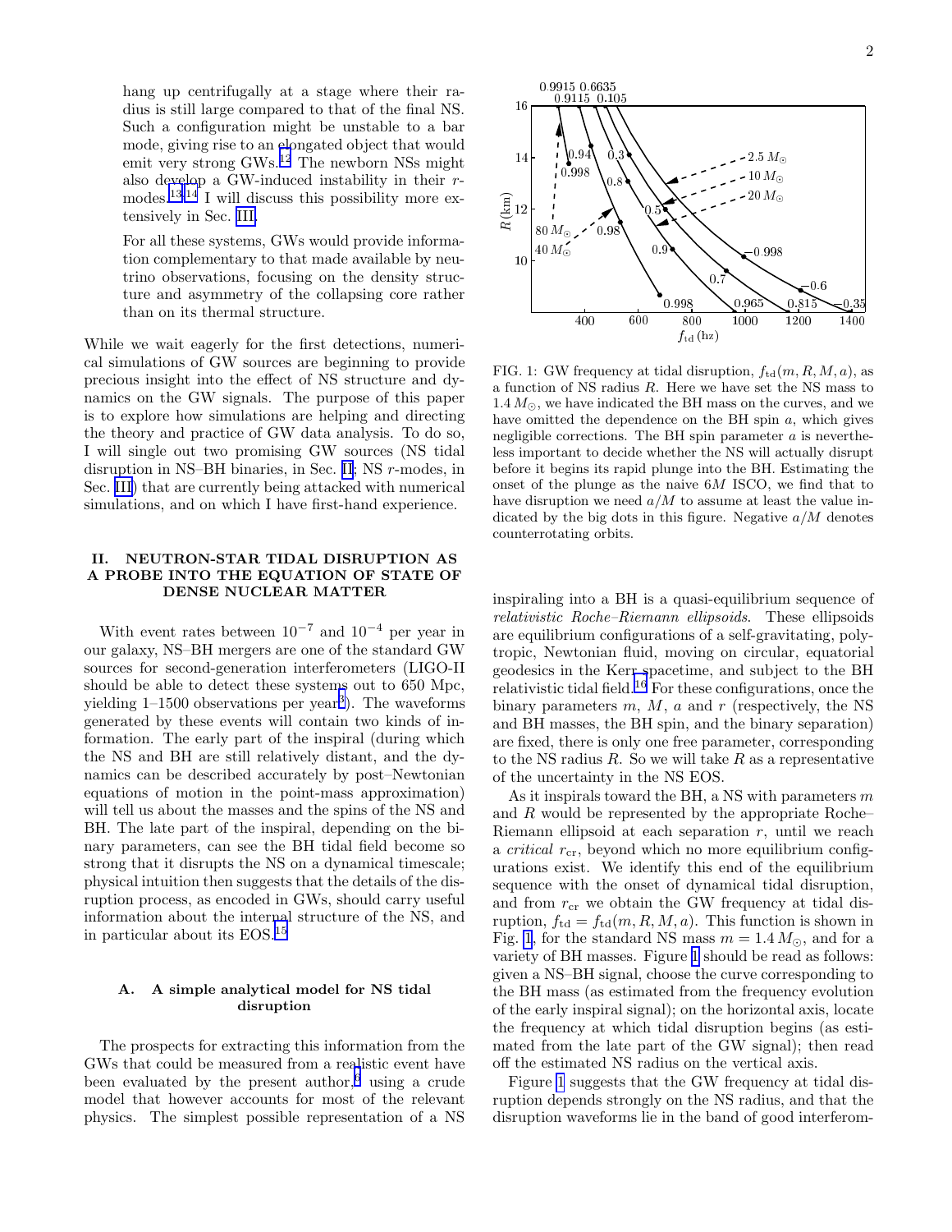hang up centrifugally at a stage where their radius is still large compared to that of the final NS. Such a configuration might be unstable to a bar mode, giving rise to an elongated object that would emit very strong GWs.[12] The newborn NSs might also develop a GW-induced instability in their $r$-modes.[13,14] I will discuss this possibility more extensively in Sec. III.

For all these systems, GWs would provide information complementary to that made available by neutrino observations, focusing on the density structure and asymmetry of the collapsing core rather than on its thermal structure.

While we wait eagerly for the first detections, numerical simulations of GW sources are beginning to provide precious insight into the effect of NS structure and dynamics on the GW signals. The purpose of this paper is to explore how simulations are helping and directing the theory and practice of GW data analysis. To do so, I will single out two promising GW sources (NS tidal disruption in NS–BH binaries, in Sec. II; NS $r$-modes, in Sec. III) that are currently being attacked with numerical simulations, and on which I have first-hand experience.

## II. NEUTRON-STAR TIDAL DISRUPTION AS A PROBE INTO THE EQUATION OF STATE OF DENSE NUCLEAR MATTER

With event rates between $10^{-7}$ and $10^{-4}$ per year in our galaxy, NS–BH mergers are one of the standard GW sources for second-generation interferometers (LIGO-II should be able to detect these systems out to 650 Mpc, yielding 1–1500 observations per year[3]). The waveforms generated by these events will contain two kinds of information. The early part of the inspiral (during which the NS and BH are still relatively distant, and the dynamics can be described accurately by post–Newtonian equations of motion in the point-mass approximation) will tell us about the masses and the spins of the NS and BH. The late part of the inspiral, depending on the binary parameters, can see the BH tidal field become so strong that it disrupts the NS on a dynamical timescale; physical intuition then suggests that the details of the disruption process, as encoded in GWs, should carry useful information about the internal structure of the NS, and in particular about its EOS.[15]

### A. A simple analytical model for NS tidal disruption

The prospects for extracting this information from the GWs that could be measured from a realistic event have been evaluated by the present author,[6] using a crude model that however accounts for most of the relevant physics. The simplest possible representation of a NS inspiraling into a BH is a quasi-equilibrium sequence of *relativistic Roche–Riemann ellipsoids*. These ellipsoids are equilibrium configurations of a self-gravitating, polytropic, Newtonian fluid, moving on circular, equatorial geodesics in the Kerr spacetime, and subject to the BH relativistic tidal field.[16] For these configurations, once the binary parameters $m$, $M$, $a$ and $r$ (respectively, the NS and BH masses, the BH spin, and the binary separation) are fixed, there is only one free parameter, corresponding to the NS radius $R$. So we will take $R$ as a representative of the uncertainty in the NS EOS.

FIG. 1: GW frequency at tidal disruption, $f_{\rm td}(m, R, M, a)$, as a function of NS radius $R$. Here we have set the NS mass to $1.4\,M_\odot$, we have indicated the BH mass on the curves, and we have omitted the dependence on the BH spin $a$, which gives negligible corrections. The BH spin parameter $a$ is nevertheless important to decide whether the NS will actually disrupt before it begins its rapid plunge into the BH. Estimating the onset of the plunge as the naive $6M$ ISCO, we find that to have disruption we need $a/M$ to assume at least the value indicated by the big dots in this figure. Negative $a/M$ denotes counterrotating orbits.

As it inspirals toward the BH, a NS with parameters $m$ and $R$ would be represented by the appropriate Roche–Riemann ellipsoid at each separation $r$, until we reach a *critical* $r_{\rm cr}$, beyond which no more equilibrium configurations exist. We identify this end of the equilibrium sequence with the onset of dynamical tidal disruption, and from $r_{\rm cr}$ we obtain the GW frequency at tidal disruption, $f_{\rm td} = f_{\rm td}(m, R, M, a)$. This function is shown in Fig. 1, for the standard NS mass $m = 1.4\,M_\odot$, and for a variety of BH masses. Figure 1 should be read as follows: given a NS–BH signal, choose the curve corresponding to the BH mass (as estimated from the frequency evolution of the early inspiral signal); on the horizontal axis, locate the frequency at which tidal disruption begins (as estimated from the late part of the GW signal); then read off the estimated NS radius on the vertical axis.

Figure 1 suggests that the GW frequency at tidal disruption depends strongly on the NS radius, and that the disruption waveforms lie in the band of good interferom-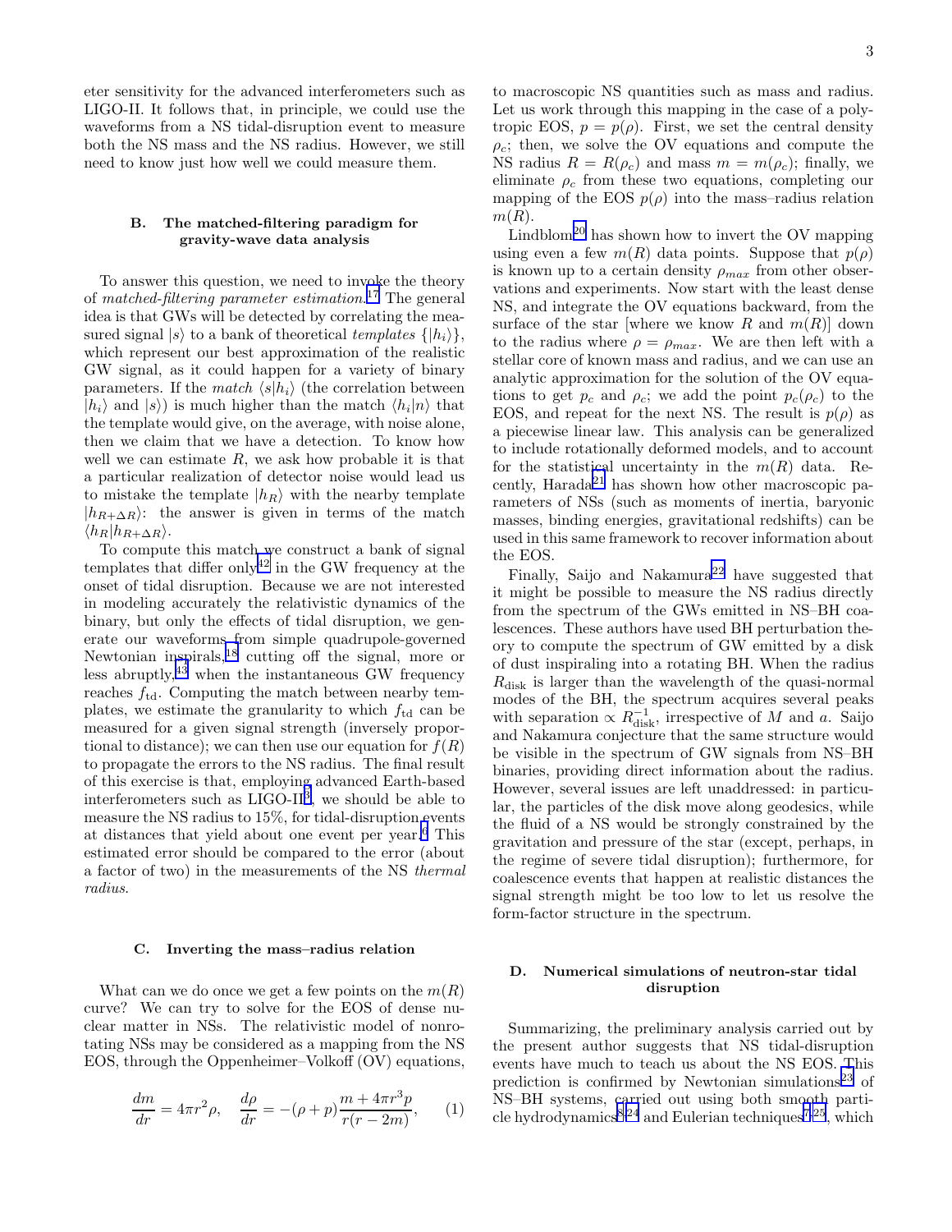eter sensitivity for the advanced interferometers such as LIGO-II. It follows that, in principle, we could use the waveforms from a NS tidal-disruption event to measure both the NS mass and the NS radius. However, we still need to know just how well we could measure them.

### B. The matched-filtering paradigm for gravity-wave data analysis

To answer this question, we need to invoke the theory of *matched-filtering parameter estimation*.[17] The general idea is that GWs will be detected by correlating the measured signal $|s\rangle$ to a bank of theoretical *templates* $\{|h_i\rangle\}$, which represent our best approximation of the realistic GW signal, as it could happen for a variety of binary parameters. If the *match* $\langle s|h_i\rangle$ (the correlation between $|h_i\rangle$ and $|s\rangle$) is much higher than the match $\langle h_i|n\rangle$ that the template would give, on the average, with noise alone, then we claim that we have a detection. To know how well we can estimate $R$, we ask how probable it is that a particular realization of detector noise would lead us to mistake the template $|h_R\rangle$ with the nearby template $|h_{R+\Delta R}\rangle$: the answer is given in terms of the match $\langle h_R|h_{R+\Delta R}\rangle$.

To compute this match we construct a bank of signal templates that differ only[42] in the GW frequency at the onset of tidal disruption. Because we are not interested in modeling accurately the relativistic dynamics of the binary, but only the effects of tidal disruption, we generate our waveforms from simple quadrupole-governed Newtonian inspirals,[18] cutting off the signal, more or less abruptly,[43] when the instantaneous GW frequency reaches $f_{\rm td}$. Computing the match between nearby templates, we estimate the granularity to which $f_{\rm td}$ can be measured for a given signal strength (inversely proportional to distance); we can then use our equation for $f(R)$ to propagate the errors to the NS radius. The final result of this exercise is that, employing advanced Earth-based interferometers such as LIGO-II[3], we should be able to measure the NS radius to 15%, for tidal-disruption events at distances that yield about one event per year.[6] This estimated error should be compared to the error (about a factor of two) in the measurements of the NS *thermal radius*.

### C. Inverting the mass–radius relation

What can we do once we get a few points on the $m(R)$ curve? We can try to solve for the EOS of dense nuclear matter in NSs. The relativistic model of nonrotating NSs may be considered as a mapping from the NS EOS, through the Oppenheimer–Volkoff (OV) equations,

$$\frac{dm}{dr} = 4\pi r^2 \rho, \quad \frac{d\rho}{dr} = -(\rho + p)\frac{m + 4\pi r^3 p}{r(r-2m)}, \qquad (1)$$

to macroscopic NS quantities such as mass and radius. Let us work through this mapping in the case of a polytropic EOS, $p = p(\rho)$. First, we set the central density $\rho_c$; then, we solve the OV equations and compute the NS radius $R = R(\rho_c)$ and mass $m = m(\rho_c)$; finally, we eliminate $\rho_c$ from these two equations, completing our mapping of the EOS $p(\rho)$ into the mass–radius relation $m(R)$.

Lindblom[20] has shown how to invert the OV mapping using even a few $m(R)$ data points. Suppose that $p(\rho)$ is known up to a certain density $\rho_{max}$ from other observations and experiments. Now start with the least dense NS, and integrate the OV equations backward, from the surface of the star [where we know $R$ and $m(R)$] down to the radius where $\rho = \rho_{max}$. We are then left with a stellar core of known mass and radius, and we can use an analytic approximation for the solution of the OV equations to get $p_c$ and $\rho_c$; we add the point $p_c(\rho_c)$ to the EOS, and repeat for the next NS. The result is $p(\rho)$ as a piecewise linear law. This analysis can be generalized to include rotationally deformed models, and to account for the statistical uncertainty in the $m(R)$ data. Recently, Harada[21] has shown how other macroscopic parameters of NSs (such as moments of inertia, baryonic masses, binding energies, gravitational redshifts) can be used in this same framework to recover information about the EOS.

Finally, Saijo and Nakamura[22] have suggested that it might be possible to measure the NS radius directly from the spectrum of the GWs emitted in NS–BH coalescences. These authors have used BH perturbation theory to compute the spectrum of GW emitted by a disk of dust inspiraling into a rotating BH. When the radius $R_{\rm disk}$ is larger than the wavelength of the quasi-normal modes of the BH, the spectrum acquires several peaks with separation $\propto R_{\rm disk}^{-1}$, irrespective of $M$ and $a$. Saijo and Nakamura conjecture that the same structure would be visible in the spectrum of GW signals from NS–BH binaries, providing direct information about the radius. However, several issues are left unaddressed: in particular, the particles of the disk move along geodesics, while the fluid of a NS would be strongly constrained by the gravitation and pressure of the star (except, perhaps, in the regime of severe tidal disruption); furthermore, for coalescence events that happen at realistic distances the signal strength might be too low to let us resolve the form-factor structure in the spectrum.

### D. Numerical simulations of neutron-star tidal disruption

Summarizing, the preliminary analysis carried out by the present author suggests that NS tidal-disruption events have much to teach us about the NS EOS. This prediction is confirmed by Newtonian simulations[23] of NS–BH systems, carried out using both smooth particle hydrodynamics[8,24] and Eulerian techniques[7,25], which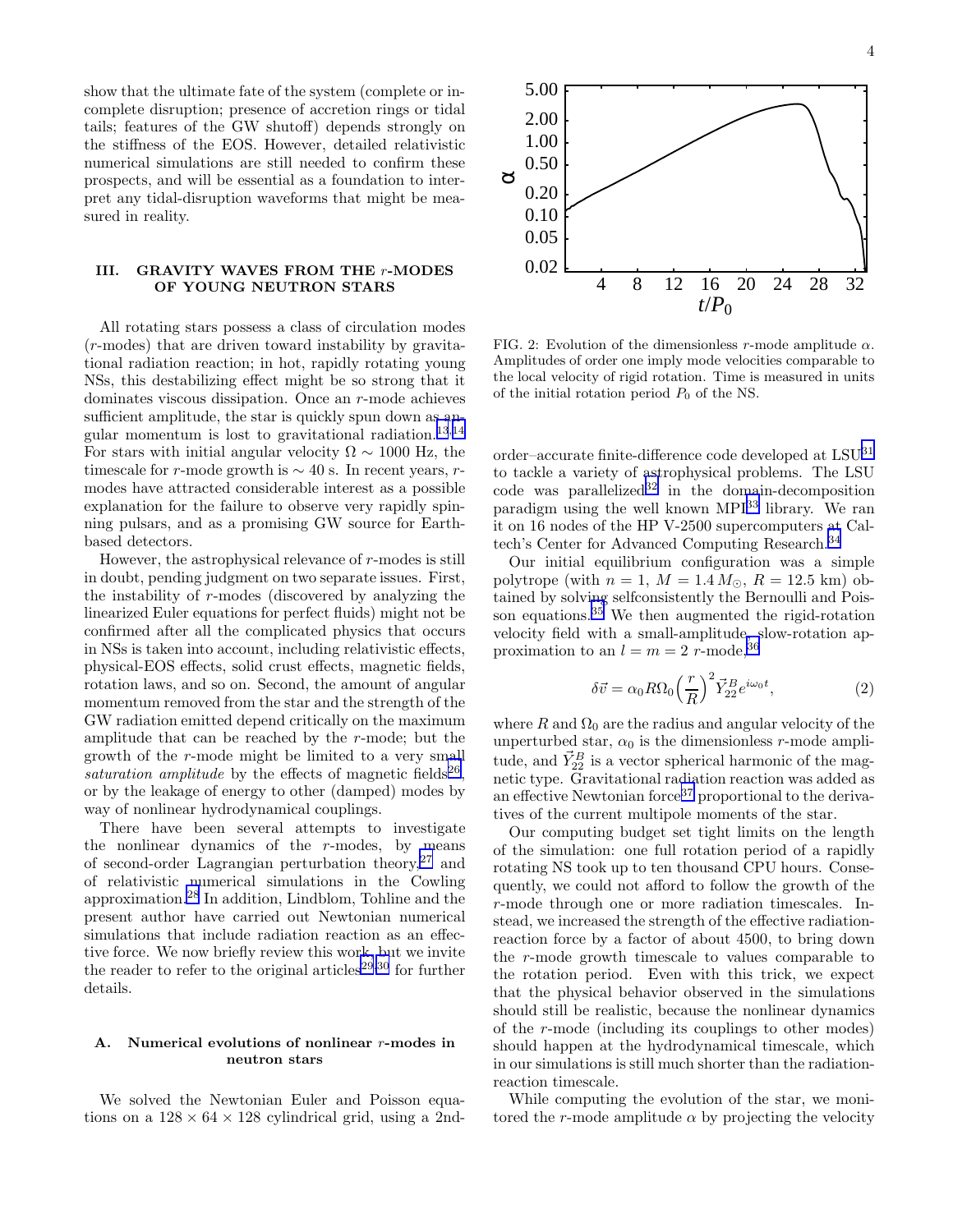show that the ultimate fate of the system (complete or incomplete disruption; presence of accretion rings or tidal tails; features of the GW shutoff) depends strongly on the stiffness of the EOS. However, detailed relativistic numerical simulations are still needed to confirm these prospects, and will be essential as a foundation to interpret any tidal-disruption waveforms that might be measured in reality.

## III. GRAVITY WAVES FROM THE $r$-MODES OF YOUNG NEUTRON STARS

All rotating stars possess a class of circulation modes ($r$-modes) that are driven toward instability by gravitational radiation reaction; in hot, rapidly rotating young NSs, this destabilizing effect might be so strong that it dominates viscous dissipation. Once an $r$-mode achieves sufficient amplitude, the star is quickly spun down as angular momentum is lost to gravitational radiation.[13,14] For stars with initial angular velocity $\Omega \sim 1000$ Hz, the timescale for $r$-mode growth is $\sim 40$ s. In recent years, $r$-modes have attracted considerable interest as a possible explanation for the failure to observe very rapidly spinning pulsars, and as a promising GW source for Earth-based detectors.

However, the astrophysical relevance of $r$-modes is still in doubt, pending judgment on two separate issues. First, the instability of $r$-modes (discovered by analyzing the linearized Euler equations for perfect fluids) might not be confirmed after all the complicated physics that occurs in NSs is taken into account, including relativistic effects, physical-EOS effects, solid crust effects, magnetic fields, rotation laws, and so on. Second, the amount of angular momentum removed from the star and the strength of the GW radiation emitted depend critically on the maximum amplitude that can be reached by the $r$-mode; but the growth of the $r$-mode might be limited to a very small *saturation amplitude* by the effects of magnetic fields[26], or by the leakage of energy to other (damped) modes by way of nonlinear hydrodynamical couplings.

There have been several attempts to investigate the nonlinear dynamics of the $r$-modes, by means of second-order Lagrangian perturbation theory,[27] and of relativistic numerical simulations in the Cowling approximation.[28] In addition, Lindblom, Tohline and the present author have carried out Newtonian numerical simulations that include radiation reaction as an effective force. We now briefly review this work, but we invite the reader to refer to the original articles[29,30] for further details.

### A. Numerical evolutions of nonlinear $r$-modes in neutron stars

We solved the Newtonian Euler and Poisson equations on a $128 \times 64 \times 128$ cylindrical grid, using a 2nd-order–accurate finite-difference code developed at LSU[31] to tackle a variety of astrophysical problems. The LSU code was parallelized[32] in the domain-decomposition paradigm using the well known MPI[33] library. We ran it on 16 nodes of the HP V-2500 supercomputers at Caltech's Center for Advanced Computing Research.[34]

FIG. 2: Evolution of the dimensionless $r$-mode amplitude $\alpha$. Amplitudes of order one imply mode velocities comparable to the local velocity of rigid rotation. Time is measured in units of the initial rotation period $P_0$ of the NS.

Our initial equilibrium configuration was a simple polytrope (with $n = 1$, $M = 1.4\,M_\odot$, $R = 12.5$ km) obtained by solving selfconsistently the Bernoulli and Poisson equations.[35] We then augmented the rigid-rotation velocity field with a small-amplitude, slow-rotation approximation to an $l = m = 2$ $r$-mode,[36]

$$\delta\vec{v} = \alpha_0 R \Omega_0 \left(\frac{r}{R}\right)^2 \vec{Y}^B_{22} e^{i\omega_0 t}, \qquad (2)$$

where $R$ and $\Omega_0$ are the radius and angular velocity of the unperturbed star, $\alpha_0$ is the dimensionless $r$-mode amplitude, and $\vec{Y}^B_{22}$ is a vector spherical harmonic of the magnetic type. Gravitational radiation reaction was added as an effective Newtonian force[37] proportional to the derivatives of the current multipole moments of the star.

Our computing budget set tight limits on the length of the simulation: one full rotation period of a rapidly rotating NS took up to ten thousand CPU hours. Consequently, we could not afford to follow the growth of the $r$-mode through one or more radiation timescales. Instead, we increased the strength of the effective radiation-reaction force by a factor of about 4500, to bring down the $r$-mode growth timescale to values comparable to the rotation period. Even with this trick, we expect that the physical behavior observed in the simulations should still be realistic, because the nonlinear dynamics of the $r$-mode (including its couplings to other modes) should happen at the hydrodynamical timescale, which in our simulations is still much shorter than the radiation-reaction timescale.

While computing the evolution of the star, we monitored the $r$-mode amplitude $\alpha$ by projecting the velocity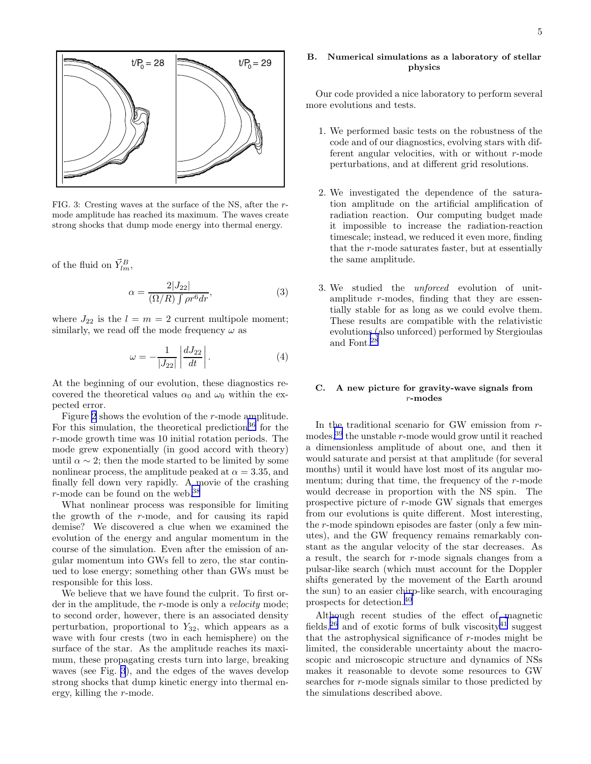FIG. 3: Cresting waves at the surface of the NS, after the $r$-mode amplitude has reached its maximum. The waves create strong shocks that dump mode energy into thermal energy.

of the fluid on $\vec{Y}^B_{lm}$,

$$\alpha = \frac{2|J_{22}|}{(\Omega/R)\int \rho r^6 dr}, \tag{3}$$

where $J_{22}$ is the $l = m = 2$ current multipole moment; similarly, we read off the mode frequency $\omega$ as

$$\omega = -\frac{1}{|J_{22}|}\left|\frac{dJ_{22}}{dt}\right|. \tag{4}$$

At the beginning of our evolution, these diagnostics recovered the theoretical values $\alpha_0$ and $\omega_0$ within the expected error.

Figure 2 shows the evolution of the $r$-mode amplitude. For this simulation, the theoretical prediction[36] for the $r$-mode growth time was 10 initial rotation periods. The mode grew exponentially (in good accord with theory) until $\alpha \sim 2$; then the mode started to be limited by some nonlinear process, the amplitude peaked at $\alpha = 3.35$, and finally fell down very rapidly. A movie of the crashing $r$-mode can be found on the web.[38]

What nonlinear process was responsible for limiting the growth of the $r$-mode, and for causing its rapid demise? We discovered a clue when we examined the evolution of the energy and angular momentum in the course of the simulation. Even after the emission of angular momentum into GWs fell to zero, the star continued to lose energy; something other than GWs must be responsible for this loss.

We believe that we have found the culprit. To first order in the amplitude, the $r$-mode is only a *velocity* mode; to second order, however, there is an associated density perturbation, proportional to $Y_{32}$, which appears as a wave with four crests (two in each hemisphere) on the surface of the star. As the amplitude reaches its maximum, these propagating crests turn into large, breaking waves (see Fig. 3), and the edges of the waves develop strong shocks that dump kinetic energy into thermal energy, killing the $r$-mode.

## B. Numerical simulations as a laboratory of stellar physics

Our code provided a nice laboratory to perform several more evolutions and tests.

1. We performed basic tests on the robustness of the code and of our diagnostics, evolving stars with different angular velocities, with or without $r$-mode perturbations, and at different grid resolutions.

2. We investigated the dependence of the saturation amplitude on the artificial amplification of radiation reaction. Our computing budget made it impossible to increase the radiation-reaction timescale; instead, we reduced it even more, finding that the $r$-mode saturates faster, but at essentially the same amplitude.

3. We studied the *unforced* evolution of unit-amplitude $r$-modes, finding that they are essentially stable for as long as we could evolve them. These results are compatible with the relativistic evolutions (also unforced) performed by Stergioulas and Font.[28]

## C. A new picture for gravity-wave signals from $r$-modes

In the traditional scenario for GW emission from $r$-modes,[39] the unstable $r$-mode would grow until it reached a dimensionless amplitude of about one, and then it would saturate and persist at that amplitude (for several months) until it would have lost most of its angular momentum; during that time, the frequency of the $r$-mode would decrease in proportion with the NS spin. The prospective picture of $r$-mode GW signals that emerges from our evolutions is quite different. Most interesting, the $r$-mode spindown episodes are faster (only a few minutes), and the GW frequency remains remarkably constant as the angular velocity of the star decreases. As a result, the search for $r$-mode signals changes from a pulsar-like search (which must account for the Doppler shifts generated by the movement of the Earth around the sun) to an easier chirp-like search, with encouraging prospects for detection.[40]

Although recent studies of the effect of magnetic fields,[26] and of exotic forms of bulk viscosity[41] suggest that the astrophysical significance of $r$-modes might be limited, the considerable uncertainty about the macroscopic and microscopic structure and dynamics of NSs makes it reasonable to devote some resources to GW searches for $r$-mode signals similar to those predicted by the simulations described above.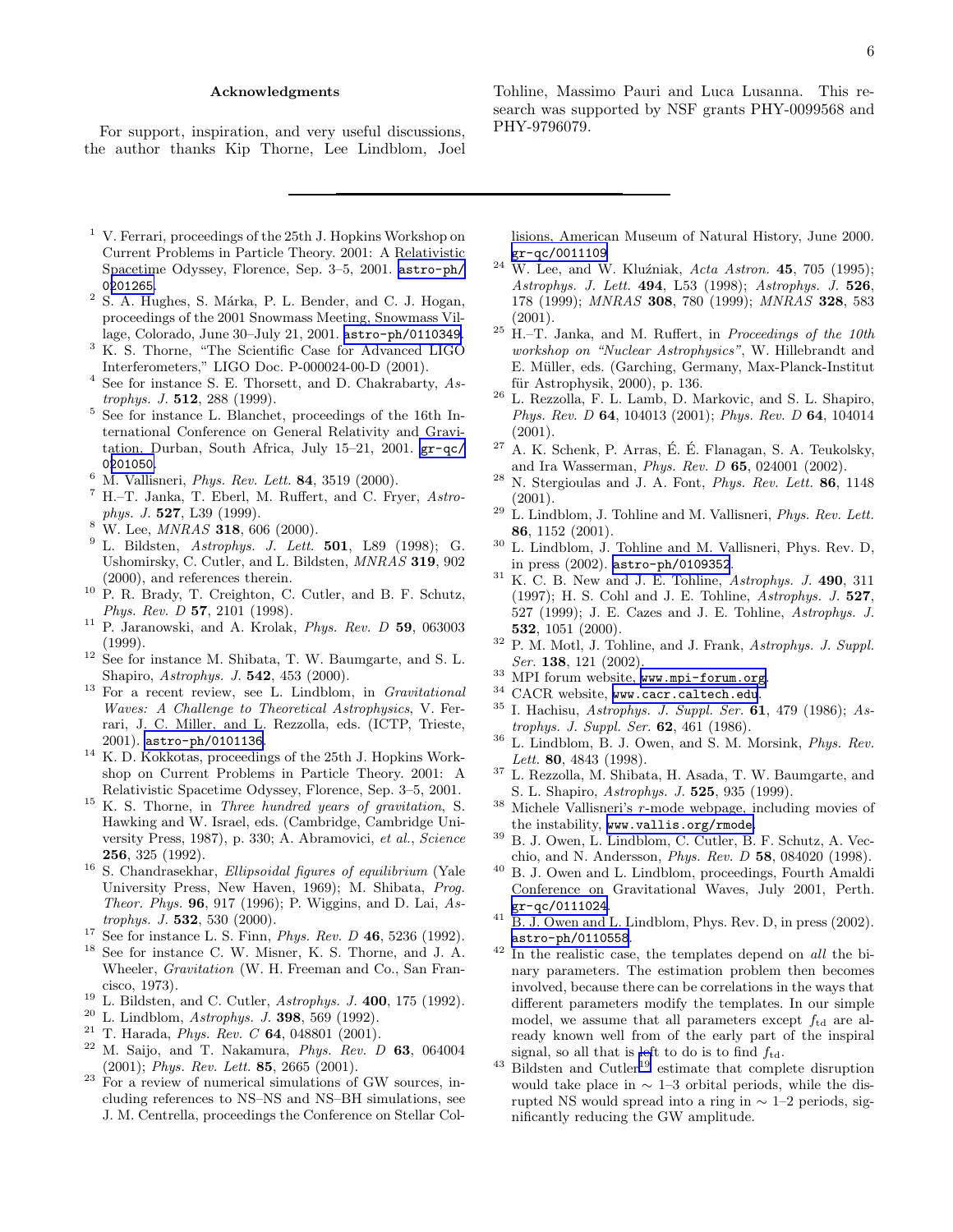### Acknowledgments

For support, inspiration, and very useful discussions, the author thanks Kip Thorne, Lee Lindblom, Joel Tohline, Massimo Pauri and Luca Lusanna. This research was supported by NSF grants PHY-0099568 and PHY-9796079.

---

[1] V. Ferrari, proceedings of the 25th J. Hopkins Workshop on Current Problems in Particle Theory. 2001: A Relativistic Spacetime Odyssey, Florence, Sep. 3–5, 2001. astro-ph/0201265.

[2] S. A. Hughes, S. Márka, P. L. Bender, and C. J. Hogan, proceedings of the 2001 Snowmass Meeting, Snowmass Village, Colorado, June 30–July 21, 2001. astro-ph/0110349.

[3] K. S. Thorne, "The Scientific Case for Advanced LIGO Interferometers," LIGO Doc. P-000024-00-D (2001).

[4] See for instance S. E. Thorsett, and D. Chakrabarty, *Astrophys. J.* **512**, 288 (1999).

[5] See for instance L. Blanchet, proceedings of the 16th International Conference on General Relativity and Gravitation, Durban, South Africa, July 15–21, 2001. gr-qc/0201050.

[6] M. Vallisneri, *Phys. Rev. Lett.* **84**, 3519 (2000).

[7] H.–T. Janka, T. Eberl, M. Ruffert, and C. Fryer, *Astrophys. J.* **527**, L39 (1999).

[8] W. Lee, *MNRAS* **318**, 606 (2000).

[9] L. Bildsten, *Astrophys. J. Lett.* **501**, L89 (1998); G. Ushomirsky, C. Cutler, and L. Bildsten, *MNRAS* **319**, 902 (2000), and references therein.

[10] P. R. Brady, T. Creighton, C. Cutler, and B. F. Schutz, *Phys. Rev. D* **57**, 2101 (1998).

[11] P. Jaranowski, and A. Krolak, *Phys. Rev. D* **59**, 063003 (1999).

[12] See for instance M. Shibata, T. W. Baumgarte, and S. L. Shapiro, *Astrophys. J.* **542**, 453 (2000).

[13] For a recent review, see L. Lindblom, in *Gravitational Waves: A Challenge to Theoretical Astrophysics*, V. Ferrari, J. C. Miller, and L. Rezzolla, eds. (ICTP, Trieste, 2001). astro-ph/0101136.

[14] K. D. Kokkotas, proceedings of the 25th J. Hopkins Workshop on Current Problems in Particle Theory. 2001: A Relativistic Spacetime Odyssey, Florence, Sep. 3–5, 2001.

[15] K. S. Thorne, in *Three hundred years of gravitation*, S. Hawking and W. Israel, eds. (Cambridge, Cambridge University Press, 1987), p. 330; A. Abramovici, *et al.*, *Science* **256**, 325 (1992).

[16] S. Chandrasekhar, *Ellipsoidal figures of equilibrium* (Yale University Press, New Haven, 1969); M. Shibata, *Prog. Theor. Phys.* **96**, 917 (1996); P. Wiggins, and D. Lai, *Astrophys. J.* **532**, 530 (2000).

[17] See for instance L. S. Finn, *Phys. Rev. D* **46**, 5236 (1992).

[18] See for instance C. W. Misner, K. S. Thorne, and J. A. Wheeler, *Gravitation* (W. H. Freeman and Co., San Francisco, 1973).

[19] L. Bildsten, and C. Cutler, *Astrophys. J.* **400**, 175 (1992).

[20] L. Lindblom, *Astrophys. J.* **398**, 569 (1992).

[21] T. Harada, *Phys. Rev. C* **64**, 048801 (2001).

[22] M. Saijo, and T. Nakamura, *Phys. Rev. D* **63**, 064004 (2001); *Phys. Rev. Lett.* **85**, 2665 (2001).

[23] For a review of numerical simulations of GW sources, including references to NS–NS and NS–BH simulations, see J. M. Centrella, proceedings the Conference on Stellar Collisions, American Museum of Natural History, June 2000. gr-qc/0011109

[24] W. Lee, and W. Kluźniak, *Acta Astron.* **45**, 705 (1995); *Astrophys. J. Lett.* **494**, L53 (1998); *Astrophys. J.* **526**, 178 (1999); *MNRAS* **308**, 780 (1999); *MNRAS* **328**, 583 (2001).

[25] H.–T. Janka, and M. Ruffert, in *Proceedings of the 10th workshop on "Nuclear Astrophysics"*, W. Hillebrandt and E. Müller, eds. (Garching, Germany, Max-Planck-Institut für Astrophysik, 2000), p. 136.

[26] L. Rezzolla, F. L. Lamb, D. Markovic, and S. L. Shapiro, *Phys. Rev. D* **64**, 104013 (2001); *Phys. Rev. D* **64**, 104014 (2001).

[27] A. K. Schenk, P. Arras, É. É. Flanagan, S. A. Teukolsky, and Ira Wasserman, *Phys. Rev. D* **65**, 024001 (2002).

[28] N. Stergioulas and J. A. Font, *Phys. Rev. Lett.* **86**, 1148 (2001).

[29] L. Lindblom, J. Tohline and M. Vallisneri, *Phys. Rev. Lett.* **86**, 1152 (2001).

[30] L. Lindblom, J. Tohline and M. Vallisneri, Phys. Rev. D, in press (2002). astro-ph/0109352.

[31] K. C. B. New and J. E. Tohline, *Astrophys. J.* **490**, 311 (1997); H. S. Cohl and J. E. Tohline, *Astrophys. J.* **527**, 527 (1999); J. E. Cazes and J. E. Tohline, *Astrophys. J.* **532**, 1051 (2000).

[32] P. M. Motl, J. Tohline, and J. Frank, *Astrophys. J. Suppl. Ser.* **138**, 121 (2002).

[33] MPI forum website, www.mpi-forum.org.

[34] CACR website, www.cacr.caltech.edu.

[35] I. Hachisu, *Astrophys. J. Suppl. Ser.* **61**, 479 (1986); *Astrophys. J. Suppl. Ser.* **62**, 461 (1986).

[36] L. Lindblom, B. J. Owen, and S. M. Morsink, *Phys. Rev. Lett.* **80**, 4843 (1998).

[37] L. Rezzolla, M. Shibata, H. Asada, T. W. Baumgarte, and S. L. Shapiro, *Astrophys. J.* **525**, 935 (1999).

[38] Michele Vallisneri's *r*-mode webpage, including movies of the instability, www.vallis.org/rmode.

[39] B. J. Owen, L. Lindblom, C. Cutler, B. F. Schutz, A. Vecchio, and N. Andersson, *Phys. Rev. D* **58**, 084020 (1998).

[40] B. J. Owen and L. Lindblom, proceedings, Fourth Amaldi Conference on Gravitational Waves, July 2001, Perth. gr-qc/0111024.

[41] B. J. Owen and L. Lindblom, Phys. Rev. D, in press (2002). astro-ph/0110558.

[42] In the realistic case, the templates depend on *all* the binary parameters. The estimation problem then becomes involved, because there can be correlations in the ways that different parameters modify the templates. In our simple model, we assume that all parameters except $f_{\rm td}$ are already known well from of the early part of the inspiral signal, so all that is left to do is to find $f_{\rm td}$.

[43] Bildsten and Cutler[19] estimate that complete disruption would take place in $\sim$ 1–3 orbital periods, while the disrupted NS would spread into a ring in $\sim$ 1–2 periods, significantly reducing the GW amplitude.